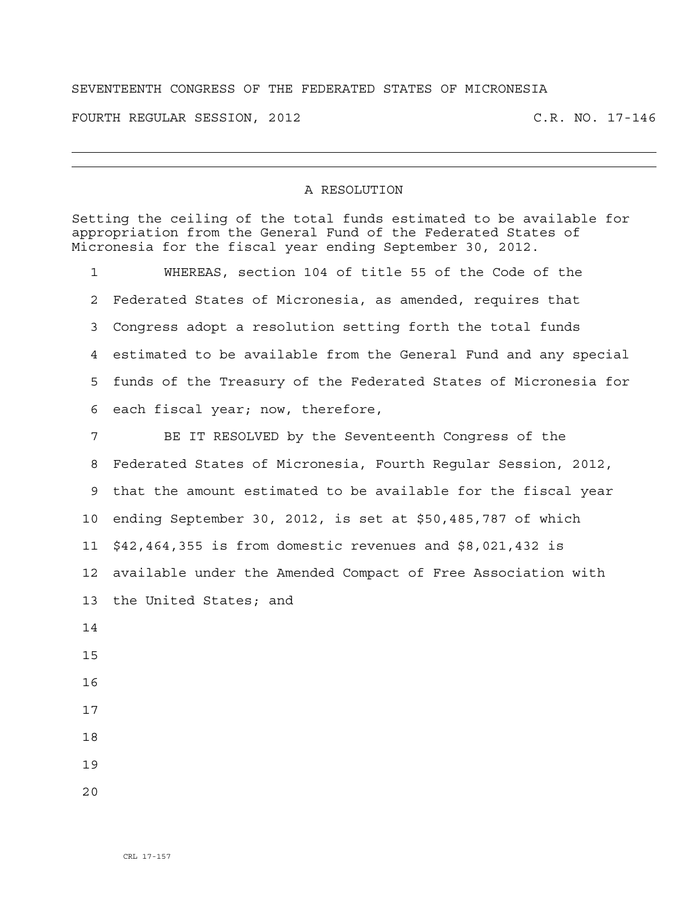SEVENTEENTH CONGRESS OF THE FEDERATED STATES OF MICRONESIA

FOURTH REGULAR SESSION, 2012 C.R. NO. 17-146

---

## A RESOLUTION

Setting the ceiling of the total funds estimated to be available for appropriation from the General Fund of the Federated States of Micronesia for the fiscal year ending September 30, 2012.

WHEREAS, section 104 of title 55 of the Code of the Federated States of Micronesia, as amended, requires that Congress adopt a resolution setting forth the total funds estimated to be available from the General Fund and any special funds of the Treasury of the Federated States of Micronesia for each fiscal year; now, therefore,

BE IT RESOLVED by the Seventeenth Congress of the Federated States of Micronesia, Fourth Regular Session, 2012, that the amount estimated to be available for the fiscal year ending September 30, 2012, is set at $50,485,787 of which $42,464,355 is from domestic revenues and $8,021,432 is available under the Amended Compact of Free Association with the United States; and

CRL 17-157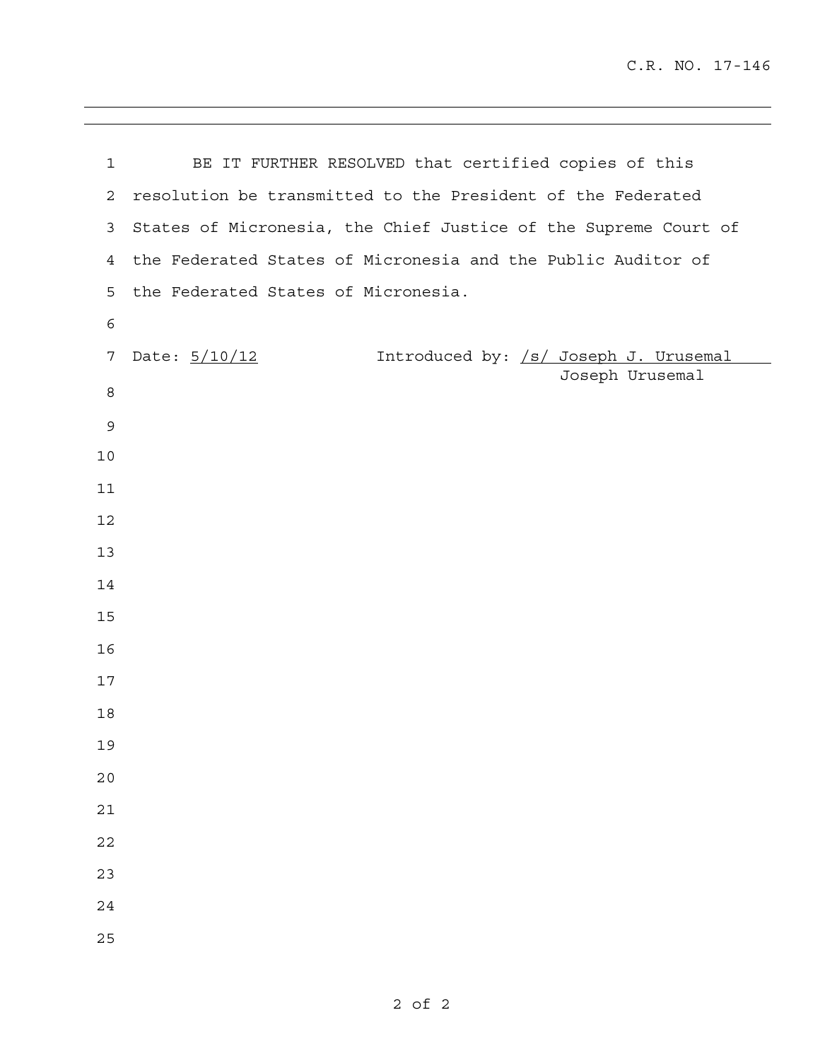BE IT FURTHER RESOLVED that certified copies of this resolution be transmitted to the President of the Federated States of Micronesia, the Chief Justice of the Supreme Court of the Federated States of Micronesia and the Public Auditor of the Federated States of Micronesia.

Date: 5/10/12

Introduced by: /s/ Joseph J. Urusemal
Joseph Urusemal